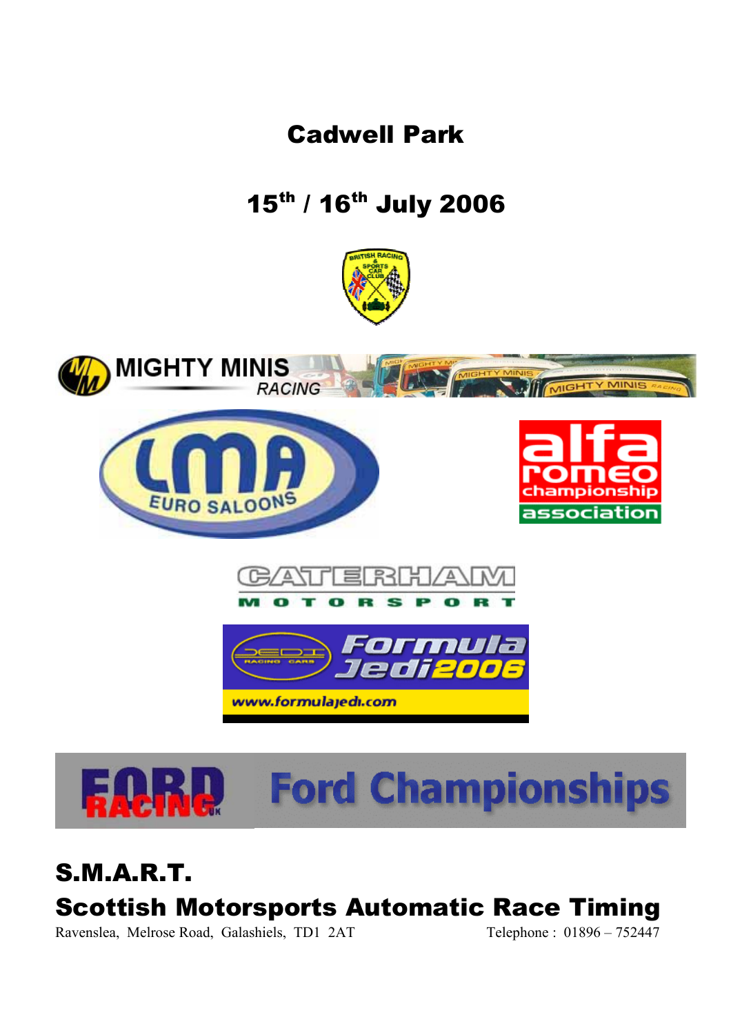# Cadwell Park

## $15^{th}$ / $16^{th}$ July 2006

## S.M.A.R.T.

## Scottish Motorsports Automatic Race Timing

Ravenslea, Melrose Road, Galashiels, TD1 2AT    Telephone : 01896 – 752447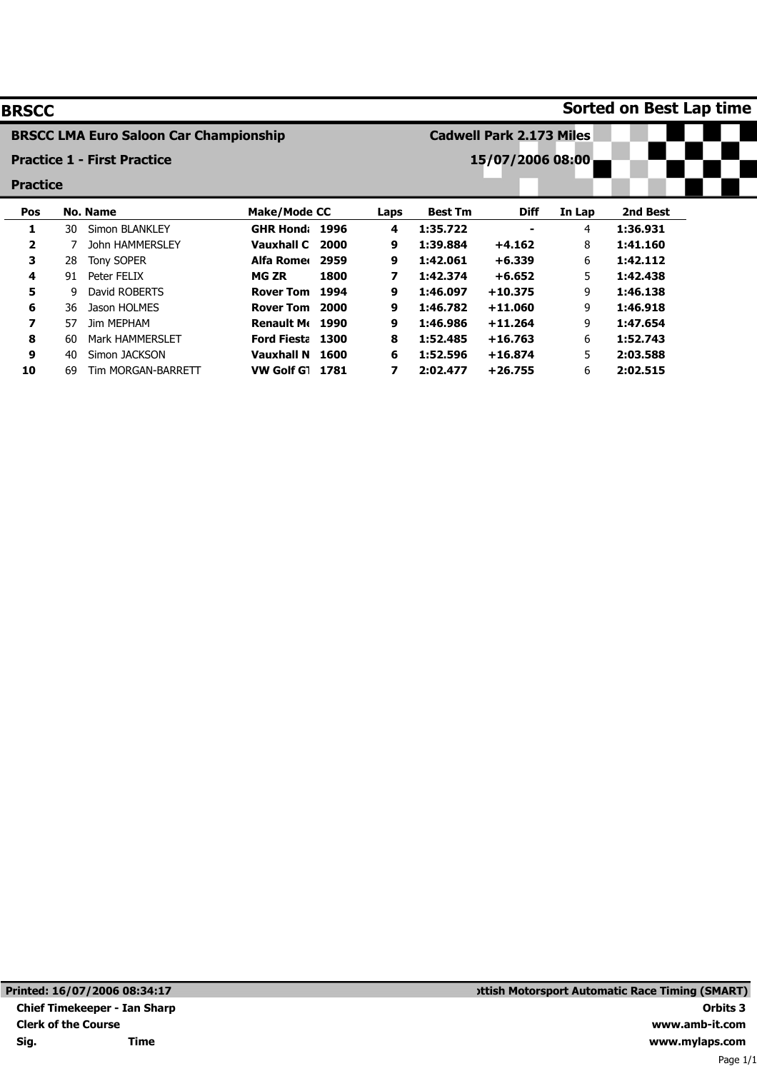# BRSCC

**Sorted on Best Lap time**

**BRSCC LMA Euro Saloon Car Championship** — **Cadwell Park 2.173 Miles**

**Practice 1 - First Practice** — **15/07/2006 08:00**

**Practice**

| Pos | No. | Name | Make/Mode | CC | Laps | Best Tm | Diff | In Lap | 2nd Best |
|---|---|---|---|---|---|---|---|---|---|
| **1** | 30 | Simon BLANKLEY | **GHR Honda** | **1996** | **4** | **1:35.722** | **-** | 4 | **1:36.931** |
| **2** | 7 | John HAMMERSLEY | **Vauxhall C** | **2000** | **9** | **1:39.884** | **+4.162** | 8 | **1:41.160** |
| **3** | 28 | Tony SOPER | **Alfa Romeo** | **2959** | **9** | **1:42.061** | **+6.339** | 6 | **1:42.112** |
| **4** | 91 | Peter FELIX | **MG ZR** | **1800** | **7** | **1:42.374** | **+6.652** | 5 | **1:42.438** |
| **5** | 9 | David ROBERTS | **Rover Tom** | **1994** | **9** | **1:46.097** | **+10.375** | 9 | **1:46.138** |
| **6** | 36 | Jason HOLMES | **Rover Tom** | **2000** | **9** | **1:46.782** | **+11.060** | 9 | **1:46.918** |
| **7** | 57 | Jim MEPHAM | **Renault Me** | **1990** | **9** | **1:46.986** | **+11.264** | 9 | **1:47.654** |
| **8** | 60 | Mark HAMMERSLET | **Ford Fiesta** | **1300** | **8** | **1:52.485** | **+16.763** | 6 | **1:52.743** |
| **9** | 40 | Simon JACKSON | **Vauxhall N** | **1600** | **6** | **1:52.596** | **+16.874** | 5 | **2:03.588** |
| **10** | 69 | Tim MORGAN-BARRETT | **VW Golf GT** | **1781** | **7** | **2:02.477** | **+26.755** | 6 | **2:02.515** |

**Printed: 16/07/2006 08:34:17** — **ottish Motorsport Automatic Race Timing (SMART)**

**Chief Timekeeper - Ian Sharp** — **Orbits 3**

**Clerk of the Course** — **www.amb-it.com**

**Sig.** **Time** — **www.mylaps.com**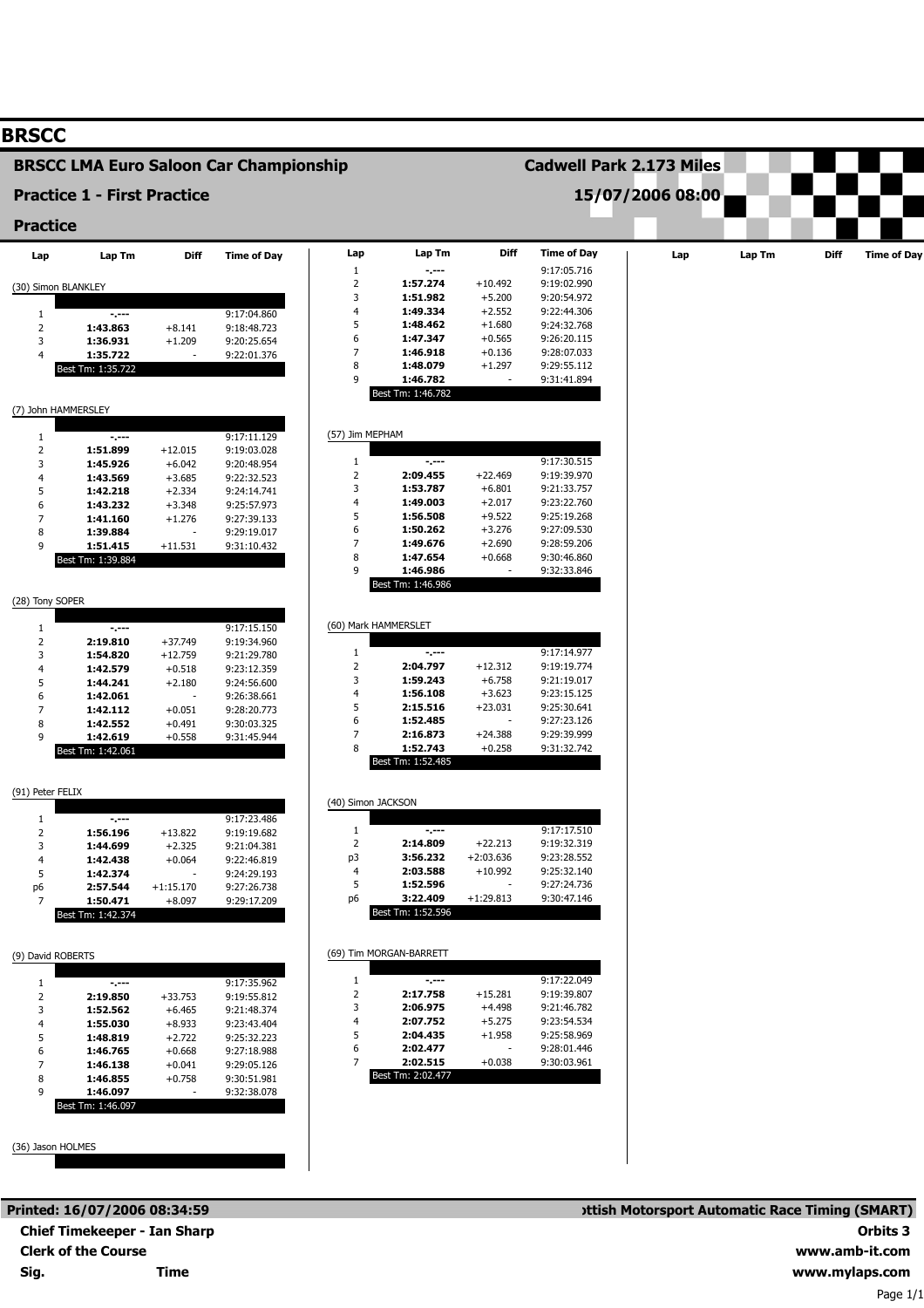# BRSCC

## BRSCC LMA Euro Saloon Car Championship

**Cadwell Park 2.173 Miles**

## Practice 1 - First Practice

**15/07/2006 08:00**

## Practice

### (30) Simon BLANKLEY

| Lap | Lap Tm | Diff | Time of Day |
|---|---|---|---|
| 1 | -.--- | | 9:17:04.860 |
| 2 | 1:43.863 | +8.141 | 9:18:48.723 |
| 3 | 1:36.931 | +1.209 | 9:20:25.654 |
| 4 | 1:35.722 | - | 9:22:01.376 |

Best Tm: 1:35.722

### (7) John HAMMERSLEY

| Lap | Lap Tm | Diff | Time of Day |
|---|---|---|---|
| 1 | -.--- | | 9:17:11.129 |
| 2 | 1:51.899 | +12.015 | 9:19:03.028 |
| 3 | 1:45.926 | +6.042 | 9:20:48.954 |
| 4 | 1:43.569 | +3.685 | 9:22:32.523 |
| 5 | 1:42.218 | +2.334 | 9:24:14.741 |
| 6 | 1:43.232 | +3.348 | 9:25:57.973 |
| 7 | 1:41.160 | +1.276 | 9:27:39.133 |
| 8 | 1:39.884 | - | 9:29:19.017 |
| 9 | 1:51.415 | +11.531 | 9:31:10.432 |

Best Tm: 1:39.884

### (28) Tony SOPER

| Lap | Lap Tm | Diff | Time of Day |
|---|---|---|---|
| 1 | -.--- | | 9:17:15.150 |
| 2 | 2:19.810 | +37.749 | 9:19:34.960 |
| 3 | 1:54.820 | +12.759 | 9:21:29.780 |
| 4 | 1:42.579 | +0.518 | 9:23:12.359 |
| 5 | 1:44.241 | +2.180 | 9:24:56.600 |
| 6 | 1:42.061 | - | 9:26:38.661 |
| 7 | 1:42.112 | +0.051 | 9:28:20.773 |
| 8 | 1:42.552 | +0.491 | 9:30:03.325 |
| 9 | 1:42.619 | +0.558 | 9:31:45.944 |

Best Tm: 1:42.061

### (91) Peter FELIX

| Lap | Lap Tm | Diff | Time of Day |
|---|---|---|---|
| 1 | -.--- | | 9:17:23.486 |
| 2 | 1:56.196 | +13.822 | 9:19:19.682 |
| 3 | 1:44.699 | +2.325 | 9:21:04.381 |
| 4 | 1:42.438 | +0.064 | 9:22:46.819 |
| 5 | 1:42.374 | - | 9:24:29.193 |
| p6 | 2:57.544 | +1:15.170 | 9:27:26.738 |
| 7 | 1:50.471 | +8.097 | 9:29:17.209 |

Best Tm: 1:42.374

### (9) David ROBERTS

| Lap | Lap Tm | Diff | Time of Day |
|---|---|---|---|
| 1 | -.--- | | 9:17:35.962 |
| 2 | 2:19.850 | +33.753 | 9:19:55.812 |
| 3 | 1:52.562 | +6.465 | 9:21:48.374 |
| 4 | 1:55.030 | +8.933 | 9:23:43.404 |
| 5 | 1:48.819 | +2.722 | 9:25:32.223 |
| 6 | 1:46.765 | +0.668 | 9:27:18.988 |
| 7 | 1:46.138 | +0.041 | 9:29:05.126 |
| 8 | 1:46.855 | +0.758 | 9:30:51.981 |
| 9 | 1:46.097 | - | 9:32:38.078 |

Best Tm: 1:46.097

### (36) Jason HOLMES

| Lap | Lap Tm | Diff | Time of Day |
|---|---|---|---|
| 1 | -.--- | | 9:17:05.716 |
| 2 | 1:57.274 | +10.492 | 9:19:02.990 |
| 3 | 1:51.982 | +5.200 | 9:20:54.972 |
| 4 | 1:49.334 | +2.552 | 9:22:44.306 |
| 5 | 1:48.462 | +1.680 | 9:24:32.768 |
| 6 | 1:47.347 | +0.565 | 9:26:20.115 |
| 7 | 1:46.918 | +0.136 | 9:28:07.033 |
| 8 | 1:48.079 | +1.297 | 9:29:55.112 |
| 9 | 1:46.782 | - | 9:31:41.894 |

Best Tm: 1:46.782

### (57) Jim MEPHAM

| Lap | Lap Tm | Diff | Time of Day |
|---|---|---|---|
| 1 | -.--- | | 9:17:30.515 |
| 2 | 2:09.455 | +22.469 | 9:19:39.970 |
| 3 | 1:53.787 | +6.801 | 9:21:33.757 |
| 4 | 1:49.003 | +2.017 | 9:23:22.760 |
| 5 | 1:56.508 | +9.522 | 9:25:19.268 |
| 6 | 1:50.262 | +3.276 | 9:27:09.530 |
| 7 | 1:49.676 | +2.690 | 9:28:59.206 |
| 8 | 1:47.654 | +0.668 | 9:30:46.860 |
| 9 | 1:46.986 | - | 9:32:33.846 |

Best Tm: 1:46.986

### (60) Mark HAMMERSLET

| Lap | Lap Tm | Diff | Time of Day |
|---|---|---|---|
| 1 | -.--- | | 9:17:14.977 |
| 2 | 2:04.797 | +12.312 | 9:19:19.774 |
| 3 | 1:59.243 | +6.758 | 9:21:19.017 |
| 4 | 1:56.108 | +3.623 | 9:23:15.125 |
| 5 | 2:15.516 | +23.031 | 9:25:30.641 |
| 6 | 1:52.485 | - | 9:27:23.126 |
| 7 | 2:16.873 | +24.388 | 9:29:39.999 |
| 8 | 1:52.743 | +0.258 | 9:31:32.742 |

Best Tm: 1:52.485

### (40) Simon JACKSON

| Lap | Lap Tm | Diff | Time of Day |
|---|---|---|---|
| 1 | -.--- | | 9:17:17.510 |
| 2 | 2:14.809 | +22.213 | 9:19:32.319 |
| p3 | 3:56.232 | +2:03.636 | 9:23:28.552 |
| 4 | 2:03.588 | +10.992 | 9:25:32.140 |
| 5 | 1:52.596 | - | 9:27:24.736 |
| p6 | 3:22.409 | +1:29.813 | 9:30:47.146 |

Best Tm: 1:52.596

### (69) Tim MORGAN-BARRETT

| Lap | Lap Tm | Diff | Time of Day |
|---|---|---|---|
| 1 | -.--- | | 9:17:22.049 |
| 2 | 2:17.758 | +15.281 | 9:19:39.807 |
| 3 | 2:06.975 | +4.498 | 9:21:46.782 |
| 4 | 2:07.752 | +5.275 | 9:23:54.534 |
| 5 | 2:04.435 | +1.958 | 9:25:58.969 |
| 6 | 2:02.477 | - | 9:28:01.446 |
| 7 | 2:02.515 | +0.038 | 9:30:03.961 |

Best Tm: 2:02.477

**Printed: 16/07/2006 08:34:59**

**ottish Motorsport Automatic Race Timing (SMART)**

**Chief Timekeeper - Ian Sharp**

**Clerk of the Course**

**Sig. Time**

**Orbits 3**

**www.amb-it.com**

**www.mylaps.com**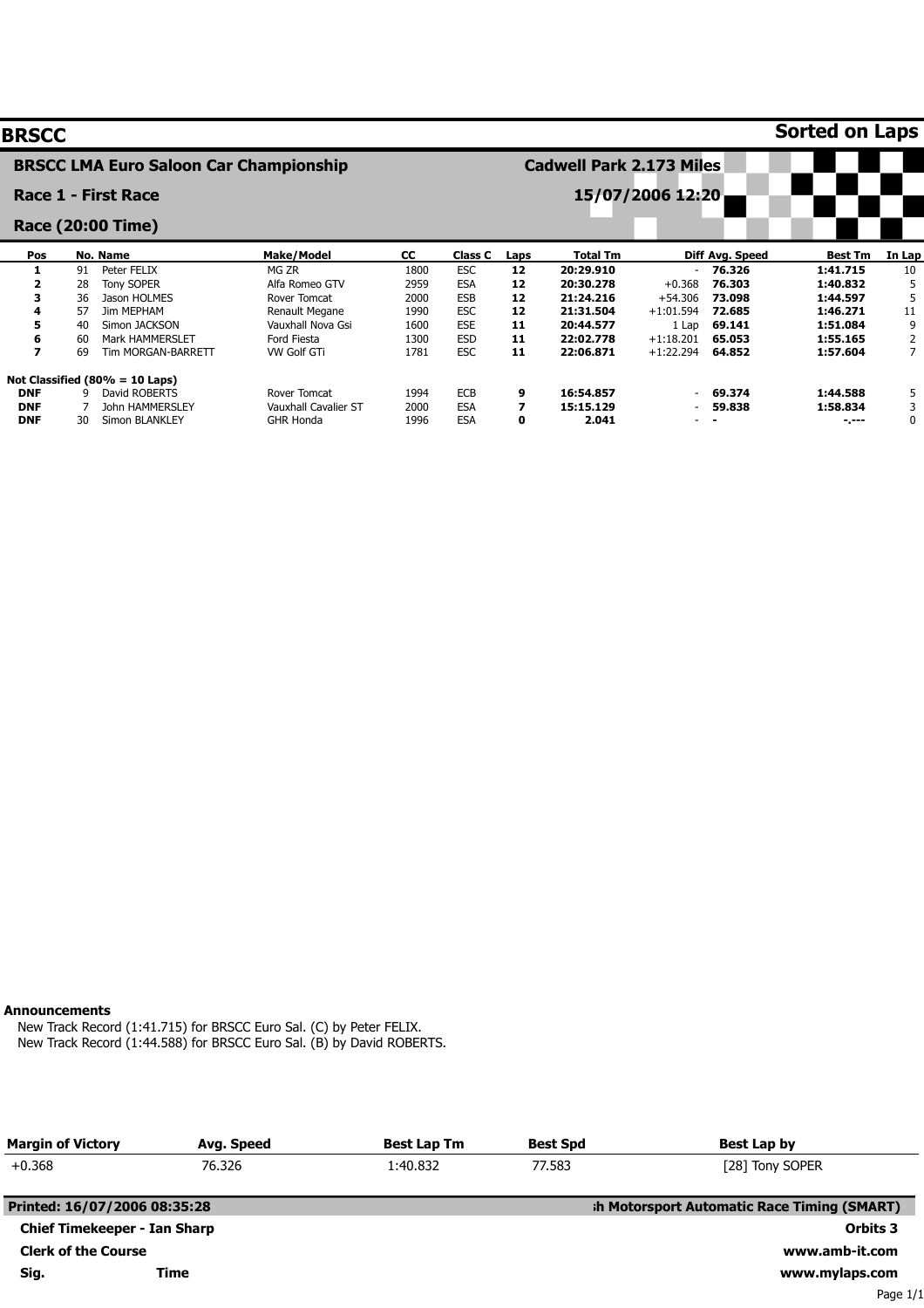# BRSCC

**Sorted on Laps**

## BRSCC LMA Euro Saloon Car Championship

**Cadwell Park 2.173 Miles**

### Race 1 - First Race

**15/07/2006 12:20**

### Race (20:00 Time)

| Pos | No. | Name | Make/Model | CC | Class C | Laps | Total Tm | Diff | Avg. Speed | Best Tm | In Lap |
|---|---|---|---|---|---|---|---|---|---|---|---|
| 1 | 91 | Peter FELIX | MG ZR | 1800 | ESC | 12 | 20:29.910 | - | 76.326 | 1:41.715 | 10 |
| 2 | 28 | Tony SOPER | Alfa Romeo GTV | 2959 | ESA | 12 | 20:30.278 | +0.368 | 76.303 | 1:40.832 | 5 |
| 3 | 36 | Jason HOLMES | Rover Tomcat | 2000 | ESB | 12 | 21:24.216 | +54.306 | 73.098 | 1:44.597 | 5 |
| 4 | 57 | Jim MEPHAM | Renault Megane | 1990 | ESC | 12 | 21:31.504 | +1:01.594 | 72.685 | 1:46.271 | 11 |
| 5 | 40 | Simon JACKSON | Vauxhall Nova Gsi | 1600 | ESE | 11 | 20:44.577 | 1 Lap | 69.141 | 1:51.084 | 9 |
| 6 | 60 | Mark HAMMERSLET | Ford Fiesta | 1300 | ESD | 11 | 22:02.778 | +1:18.201 | 65.053 | 1:55.165 | 2 |
| 7 | 69 | Tim MORGAN-BARRETT | VW Golf GTi | 1781 | ESC | 11 | 22:06.871 | +1:22.294 | 64.852 | 1:57.604 | 7 |
| **Not Classified (80% = 10 Laps)** | | | | | | | | | | | |
| DNF | 9 | David ROBERTS | Rover Tomcat | 1994 | ECB | 9 | 16:54.857 | - | 69.374 | 1:44.588 | 5 |
| DNF | 7 | John HAMMERSLEY | Vauxhall Cavalier ST | 2000 | ESA | 7 | 15:15.129 | - | 59.838 | 1:58.834 | 3 |
| DNF | 30 | Simon BLANKLEY | GHR Honda | 1996 | ESA | 0 | 2.041 | - | - | -.--- | 0 |

**Announcements**

New Track Record (1:41.715) for BRSCC Euro Sal. (C) by Peter FELIX.
New Track Record (1:44.588) for BRSCC Euro Sal. (B) by David ROBERTS.

| Margin of Victory | Avg. Speed | Best Lap Tm | Best Spd | Best Lap by |
|---|---|---|---|---|
| +0.368 | 76.326 | 1:40.832 | 77.583 | [28] Tony SOPER |

**Printed: 16/07/2006 08:35:28**

**ːh Motorsport Automatic Race Timing (SMART)**

**Chief Timekeeper - Ian Sharp**

**Orbits 3**

**Clerk of the Course**

**www.amb-it.com**

**Sig.** **Time**

**www.mylaps.com**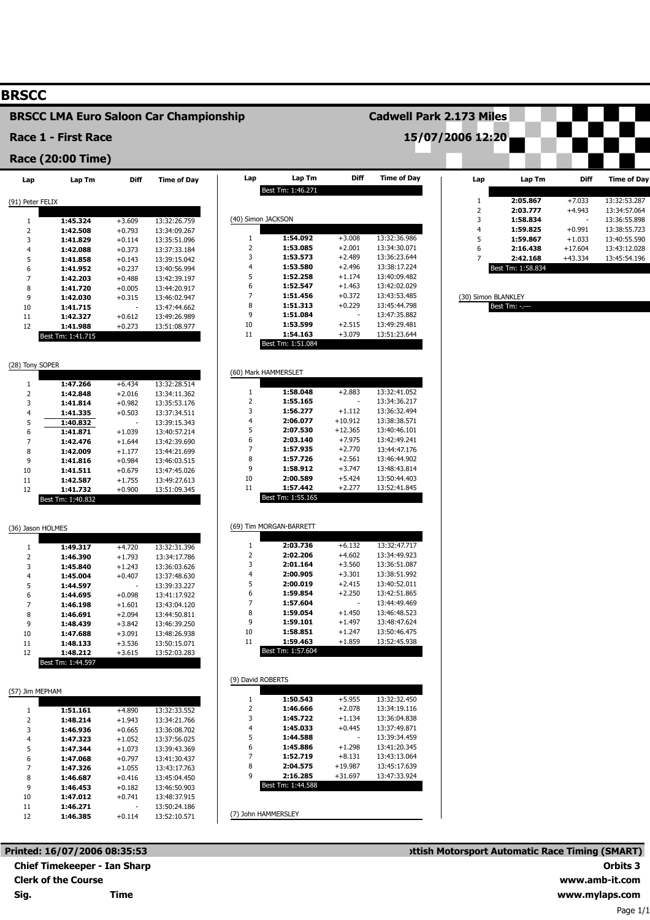# BRSCC

## BRSCC LMA Euro Saloon Car Championship

**Cadwell Park 2.173 Miles**

### Race 1 - First Race

**15/07/2006 12:20**

### Race (20:00 Time)

(91) Peter FELIX

| Lap | Lap Tm | Diff | Time of Day |
|---|---|---|---|
| 1 | **1:45.324** | +3.609 | 13:32:26.759 |
| 2 | **1:42.508** | +0.793 | 13:34:09.267 |
| 3 | **1:41.829** | +0.114 | 13:35:51.096 |
| 4 | **1:42.088** | +0.373 | 13:37:33.184 |
| 5 | **1:41.858** | +0.143 | 13:39:15.042 |
| 6 | **1:41.952** | +0.237 | 13:40:56.994 |
| 7 | **1:42.203** | +0.488 | 13:42:39.197 |
| 8 | **1:41.720** | +0.005 | 13:44:20.917 |
| 9 | **1:42.030** | +0.315 | 13:46:02.947 |
| 10 | **1:41.715** | - | 13:47:44.662 |
| 11 | **1:42.327** | +0.612 | 13:49:26.989 |
| 12 | **1:41.988** | +0.273 | 13:51:08.977 |

Best Tm: 1:41.715

(28) Tony SOPER

| Lap | Lap Tm | Diff | Time of Day |
|---|---|---|---|
| 1 | **1:47.266** | +6.434 | 13:32:28.514 |
| 2 | **1:42.848** | +2.016 | 13:34:11.362 |
| 3 | **1:41.814** | +0.982 | 13:35:53.176 |
| 4 | **1:41.335** | +0.503 | 13:37:34.511 |
| 5 | **1:40.832** | - | 13:39:15.343 |
| 6 | **1:41.871** | +1.039 | 13:40:57.214 |
| 7 | **1:42.476** | +1.644 | 13:42:39.690 |
| 8 | **1:42.009** | +1.177 | 13:44:21.699 |
| 9 | **1:41.816** | +0.984 | 13:46:03.515 |
| 10 | **1:41.511** | +0.679 | 13:47:45.026 |
| 11 | **1:42.587** | +1.755 | 13:49:27.613 |
| 12 | **1:41.732** | +0.900 | 13:51:09.345 |

Best Tm: 1:40.832

(36) Jason HOLMES

| Lap | Lap Tm | Diff | Time of Day |
|---|---|---|---|
| 1 | **1:49.317** | +4.720 | 13:32:31.396 |
| 2 | **1:46.390** | +1.793 | 13:34:17.786 |
| 3 | **1:45.840** | +1.243 | 13:36:03.626 |
| 4 | **1:45.004** | +0.407 | 13:37:48.630 |
| 5 | **1:44.597** | - | 13:39:33.227 |
| 6 | **1:44.695** | +0.098 | 13:41:17.922 |
| 7 | **1:46.198** | +1.601 | 13:43:04.120 |
| 8 | **1:46.691** | +2.094 | 13:44:50.811 |
| 9 | **1:48.439** | +3.842 | 13:46:39.250 |
| 10 | **1:47.688** | +3.091 | 13:48:26.938 |
| 11 | **1:48.133** | +3.536 | 13:50:15.071 |
| 12 | **1:48.212** | +3.615 | 13:52:03.283 |

Best Tm: 1:44.597

(57) Jim MEPHAM

| Lap | Lap Tm | Diff | Time of Day |
|---|---|---|---|
| 1 | **1:51.161** | +4.890 | 13:32:33.552 |
| 2 | **1:48.214** | +1.943 | 13:34:21.766 |
| 3 | **1:46.936** | +0.665 | 13:36:08.702 |
| 4 | **1:47.323** | +1.052 | 13:37:56.025 |
| 5 | **1:47.344** | +1.073 | 13:39:43.369 |
| 6 | **1:47.068** | +0.797 | 13:41:30.437 |
| 7 | **1:47.326** | +1.055 | 13:43:17.763 |
| 8 | **1:46.687** | +0.416 | 13:45:04.450 |
| 9 | **1:46.453** | +0.182 | 13:46:50.903 |
| 10 | **1:47.012** | +0.741 | 13:48:37.915 |
| 11 | **1:46.271** | - | 13:50:24.186 |
| 12 | **1:46.385** | +0.114 | 13:52:10.571 |

Best Tm: 1:46.271

(40) Simon JACKSON

| Lap | Lap Tm | Diff | Time of Day |
|---|---|---|---|
| 1 | **1:54.092** | +3.008 | 13:32:36.986 |
| 2 | **1:53.085** | +2.001 | 13:34:30.071 |
| 3 | **1:53.573** | +2.489 | 13:36:23.644 |
| 4 | **1:53.580** | +2.496 | 13:38:17.224 |
| 5 | **1:52.258** | +1.174 | 13:40:09.482 |
| 6 | **1:52.547** | +1.463 | 13:42:02.029 |
| 7 | **1:51.456** | +0.372 | 13:43:53.485 |
| 8 | **1:51.313** | +0.229 | 13:45:44.798 |
| 9 | **1:51.084** | - | 13:47:35.882 |
| 10 | **1:53.599** | +2.515 | 13:49:29.481 |
| 11 | **1:54.163** | +3.079 | 13:51:23.644 |

Best Tm: 1:51.084

(60) Mark HAMMERSLET

| Lap | Lap Tm | Diff | Time of Day |
|---|---|---|---|
| 1 | **1:58.048** | +2.883 | 13:32:41.052 |
| 2 | **1:55.165** | - | 13:34:36.217 |
| 3 | **1:56.277** | +1.112 | 13:36:32.494 |
| 4 | **2:06.077** | +10.912 | 13:38:38.571 |
| 5 | **2:07.530** | +12.365 | 13:40:46.101 |
| 6 | **2:03.140** | +7.975 | 13:42:49.241 |
| 7 | **1:57.935** | +2.770 | 13:44:47.176 |
| 8 | **1:57.726** | +2.561 | 13:46:44.902 |
| 9 | **1:58.912** | +3.747 | 13:48:43.814 |
| 10 | **2:00.589** | +5.424 | 13:50:44.403 |
| 11 | **1:57.442** | +2.277 | 13:52:41.845 |

Best Tm: 1:55.165

(69) Tim MORGAN-BARRETT

| Lap | Lap Tm | Diff | Time of Day |
|---|---|---|---|
| 1 | **2:03.736** | +6.132 | 13:32:47.717 |
| 2 | **2:02.206** | +4.602 | 13:34:49.923 |
| 3 | **2:01.164** | +3.560 | 13:36:51.087 |
| 4 | **2:00.905** | +3.301 | 13:38:51.992 |
| 5 | **2:00.019** | +2.415 | 13:40:52.011 |
| 6 | **1:59.854** | +2.250 | 13:42:51.865 |
| 7 | **1:57.604** | - | 13:44:49.469 |
| 8 | **1:59.054** | +1.450 | 13:46:48.523 |
| 9 | **1:59.101** | +1.497 | 13:48:47.624 |
| 10 | **1:58.851** | +1.247 | 13:50:46.475 |
| 11 | **1:59.463** | +1.859 | 13:52:45.938 |

Best Tm: 1:57.604

(9) David ROBERTS

| Lap | Lap Tm | Diff | Time of Day |
|---|---|---|---|
| 1 | **1:50.543** | +5.955 | 13:32:32.450 |
| 2 | **1:46.666** | +2.078 | 13:34:19.116 |
| 3 | **1:45.722** | +1.134 | 13:36:04.838 |
| 4 | **1:45.033** | +0.445 | 13:37:49.871 |
| 5 | **1:44.588** | - | 13:39:34.459 |
| 6 | **1:45.886** | +1.298 | 13:41:20.345 |
| 7 | **1:52.719** | +8.131 | 13:43:13.064 |
| 8 | **2:04.575** | +19.987 | 13:45:17.639 |
| 9 | **2:16.285** | +31.697 | 13:47:33.924 |

Best Tm: 1:44.588

(7) John HAMMERSLEY

| Lap | Lap Tm | Diff | Time of Day |
|---|---|---|---|
| 1 | **2:05.867** | +7.033 | 13:32:53.287 |
| 2 | **2:03.777** | +4.943 | 13:34:57.064 |
| 3 | **1:58.834** | - | 13:36:55.898 |
| 4 | **1:59.825** | +0.991 | 13:38:55.723 |
| 5 | **1:59.867** | +1.033 | 13:40:55.590 |
| 6 | **2:16.438** | +17.604 | 13:43:12.028 |
| 7 | **2:42.168** | +43.334 | 13:45:54.196 |

Best Tm: 1:58.834

(30) Simon BLANKLEY

Best Tm: -.---

**Printed: 16/07/2006 08:35:53**

**ottish Motorsport Automatic Race Timing (SMART)**

**Chief Timekeeper - Ian Sharp**

**Clerk of the Course**

**Sig.** **Time**

**Orbits 3**

**www.amb-it.com**

**www.mylaps.com**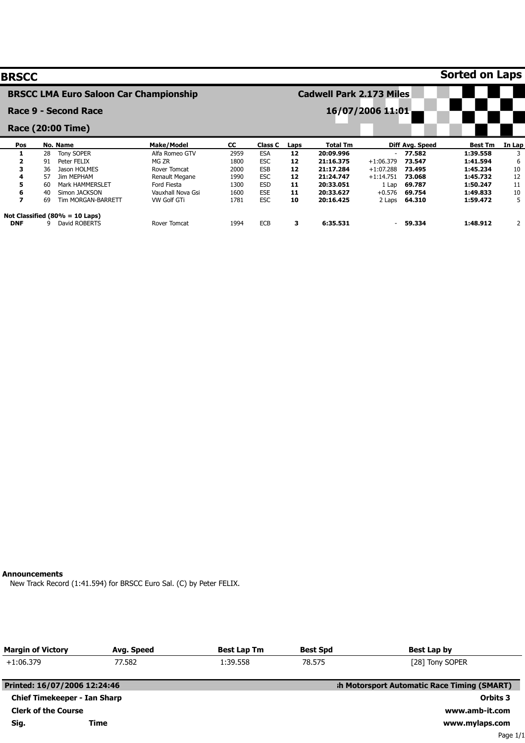# BRSCC

**Sorted on Laps**

## BRSCC LMA Euro Saloon Car Championship

**Cadwell Park 2.173 Miles**

## Race 9 - Second Race

**16/07/2006 11:01**

## Race (20:00 Time)

| Pos | No. | Name | Make/Model | CC | Class C | Laps | Total Tm | Diff | Avg. Speed | Best Tm | In Lap |
|---|---|---|---|---|---|---|---|---|---|---|---|
| **1** | 28 | Tony SOPER | Alfa Romeo GTV | 2959 | ESA | **12** | **20:09.996** | - | **77.582** | **1:39.558** | 3 |
| **2** | 91 | Peter FELIX | MG ZR | 1800 | ESC | **12** | **21:16.375** | +1:06.379 | **73.547** | **1:41.594** | 6 |
| **3** | 36 | Jason HOLMES | Rover Tomcat | 2000 | ESB | **12** | **21:17.284** | +1:07.288 | **73.495** | **1:45.234** | 10 |
| **4** | 57 | Jim MEPHAM | Renault Megane | 1990 | ESC | **12** | **21:24.747** | +1:14.751 | **73.068** | **1:45.732** | 12 |
| **5** | 60 | Mark HAMMERSLET | Ford Fiesta | 1300 | ESD | **11** | **20:33.051** | 1 Lap | **69.787** | **1:50.247** | 11 |
| **6** | 40 | Simon JACKSON | Vauxhall Nova Gsi | 1600 | ESE | **11** | **20:33.627** | +0.576 | **69.754** | **1:49.833** | 10 |
| **7** | 69 | Tim MORGAN-BARRETT | VW Golf GTi | 1781 | ESC | **10** | **20:16.425** | 2 Laps | **64.310** | **1:59.472** | 5 |
| **Not Classified (80% = 10 Laps)** | | | | | | | | | | | |
| **DNF** | 9 | David ROBERTS | Rover Tomcat | 1994 | ECB | **3** | **6:35.531** | - | **59.334** | **1:48.912** | 2 |

**Announcements**

New Track Record (1:41.594) for BRSCC Euro Sal. (C) by Peter FELIX.

| Margin of Victory | Avg. Speed | Best Lap Tm | Best Spd | Best Lap by |
|---|---|---|---|---|
| +1:06.379 | 77.582 | 1:39.558 | 78.575 | [28] Tony SOPER |

**Printed: 16/07/2006 12:24:46**

**ßh Motorsport Automatic Race Timing (SMART)**

**Chief Timekeeper - Ian Sharp**

**Orbits 3**

**Clerk of the Course**

**www.amb-it.com**

**Sig.** **Time**

**www.mylaps.com**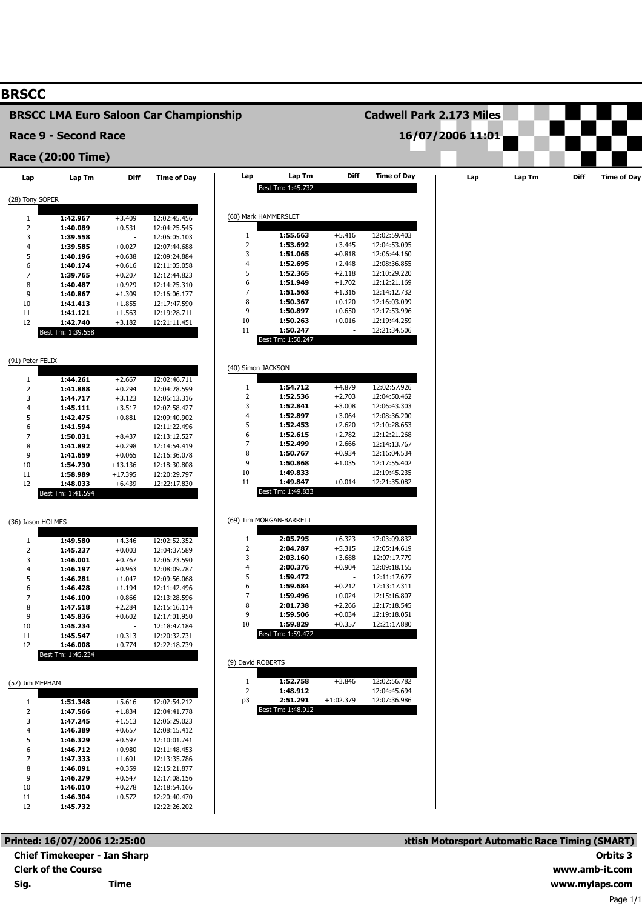# BRSCC

## BRSCC LMA Euro Saloon Car Championship

**Cadwell Park 2.173 Miles**

## Race 9 - Second Race

**16/07/2006 11:01**

## Race (20:00 Time)

### (28) Tony SOPER

| Lap | Lap Tm | Diff | Time of Day |
|---|---|---|---|
| 1 | **1:42.967** | +3.409 | 12:02:45.456 |
| 2 | **1:40.089** | +0.531 | 12:04:25.545 |
| 3 | **1:39.558** | - | 12:06:05.103 |
| 4 | **1:39.585** | +0.027 | 12:07:44.688 |
| 5 | **1:40.196** | +0.638 | 12:09:24.884 |
| 6 | **1:40.174** | +0.616 | 12:11:05.058 |
| 7 | **1:39.765** | +0.207 | 12:12:44.823 |
| 8 | **1:40.487** | +0.929 | 12:14:25.310 |
| 9 | **1:40.867** | +1.309 | 12:16:06.177 |
| 10 | **1:41.413** | +1.855 | 12:17:47.590 |
| 11 | **1:41.121** | +1.563 | 12:19:28.711 |
| 12 | **1:42.740** | +3.182 | 12:21:11.451 |

Best Tm: 1:39.558

### (91) Peter FELIX

| Lap | Lap Tm | Diff | Time of Day |
|---|---|---|---|
| 1 | **1:44.261** | +2.667 | 12:02:46.711 |
| 2 | **1:41.888** | +0.294 | 12:04:28.599 |
| 3 | **1:44.717** | +3.123 | 12:06:13.316 |
| 4 | **1:45.111** | +3.517 | 12:07:58.427 |
| 5 | **1:42.475** | +0.881 | 12:09:40.902 |
| 6 | **1:41.594** | - | 12:11:22.496 |
| 7 | **1:50.031** | +8.437 | 12:13:12.527 |
| 8 | **1:41.892** | +0.298 | 12:14:54.419 |
| 9 | **1:41.659** | +0.065 | 12:16:36.078 |
| 10 | **1:54.730** | +13.136 | 12:18:30.808 |
| 11 | **1:58.989** | +17.395 | 12:20:29.797 |
| 12 | **1:48.033** | +6.439 | 12:22:17.830 |

Best Tm: 1:41.594

### (36) Jason HOLMES

| Lap | Lap Tm | Diff | Time of Day |
|---|---|---|---|
| 1 | **1:49.580** | +4.346 | 12:02:52.352 |
| 2 | **1:45.237** | +0.003 | 12:04:37.589 |
| 3 | **1:46.001** | +0.767 | 12:06:23.590 |
| 4 | **1:46.197** | +0.963 | 12:08:09.787 |
| 5 | **1:46.281** | +1.047 | 12:09:56.068 |
| 6 | **1:46.428** | +1.194 | 12:11:42.496 |
| 7 | **1:46.100** | +0.866 | 12:13:28.596 |
| 8 | **1:47.518** | +2.284 | 12:15:16.114 |
| 9 | **1:45.836** | +0.602 | 12:17:01.950 |
| 10 | **1:45.234** | - | 12:18:47.184 |
| 11 | **1:45.547** | +0.313 | 12:20:32.731 |
| 12 | **1:46.008** | +0.774 | 12:22:18.739 |

Best Tm: 1:45.234

### (57) Jim MEPHAM

| Lap | Lap Tm | Diff | Time of Day |
|---|---|---|---|
| 1 | **1:51.348** | +5.616 | 12:02:54.212 |
| 2 | **1:47.566** | +1.834 | 12:04:41.778 |
| 3 | **1:47.245** | +1.513 | 12:06:29.023 |
| 4 | **1:46.389** | +0.657 | 12:08:15.412 |
| 5 | **1:46.329** | +0.597 | 12:10:01.741 |
| 6 | **1:46.712** | +0.980 | 12:11:48.453 |
| 7 | **1:47.333** | +1.601 | 12:13:35.786 |
| 8 | **1:46.091** | +0.359 | 12:15:21.877 |
| 9 | **1:46.279** | +0.547 | 12:17:08.156 |
| 10 | **1:46.010** | +0.278 | 12:18:54.166 |
| 11 | **1:46.304** | +0.572 | 12:20:40.470 |
| 12 | **1:45.732** | - | 12:22:26.202 |

Best Tm: 1:45.732

### (60) Mark HAMMERSLET

| Lap | Lap Tm | Diff | Time of Day |
|---|---|---|---|
| 1 | **1:55.663** | +5.416 | 12:02:59.403 |
| 2 | **1:53.692** | +3.445 | 12:04:53.095 |
| 3 | **1:51.065** | +0.818 | 12:06:44.160 |
| 4 | **1:52.695** | +2.448 | 12:08:36.855 |
| 5 | **1:52.365** | +2.118 | 12:10:29.220 |
| 6 | **1:51.949** | +1.702 | 12:12:21.169 |
| 7 | **1:51.563** | +1.316 | 12:14:12.732 |
| 8 | **1:50.367** | +0.120 | 12:16:03.099 |
| 9 | **1:50.897** | +0.650 | 12:17:53.996 |
| 10 | **1:50.263** | +0.016 | 12:19:44.259 |
| 11 | **1:50.247** | - | 12:21:34.506 |

Best Tm: 1:50.247

### (40) Simon JACKSON

| Lap | Lap Tm | Diff | Time of Day |
|---|---|---|---|
| 1 | **1:54.712** | +4.879 | 12:02:57.926 |
| 2 | **1:52.536** | +2.703 | 12:04:50.462 |
| 3 | **1:52.841** | +3.008 | 12:06:43.303 |
| 4 | **1:52.897** | +3.064 | 12:08:36.200 |
| 5 | **1:52.453** | +2.620 | 12:10:28.653 |
| 6 | **1:52.615** | +2.782 | 12:12:21.268 |
| 7 | **1:52.499** | +2.666 | 12:14:13.767 |
| 8 | **1:50.767** | +0.934 | 12:16:04.534 |
| 9 | **1:50.868** | +1.035 | 12:17:55.402 |
| 10 | **1:49.833** | - | 12:19:45.235 |
| 11 | **1:49.847** | +0.014 | 12:21:35.082 |

Best Tm: 1:49.833

### (69) Tim MORGAN-BARRETT

| Lap | Lap Tm | Diff | Time of Day |
|---|---|---|---|
| 1 | **2:05.795** | +6.323 | 12:03:09.832 |
| 2 | **2:04.787** | +5.315 | 12:05:14.619 |
| 3 | **2:03.160** | +3.688 | 12:07:17.779 |
| 4 | **2:00.376** | +0.904 | 12:09:18.155 |
| 5 | **1:59.472** | - | 12:11:17.627 |
| 6 | **1:59.684** | +0.212 | 12:13:17.311 |
| 7 | **1:59.496** | +0.024 | 12:15:16.807 |
| 8 | **2:01.738** | +2.266 | 12:17:18.545 |
| 9 | **1:59.506** | +0.034 | 12:19:18.051 |
| 10 | **1:59.829** | +0.357 | 12:21:17.880 |

Best Tm: 1:59.472

### (9) David ROBERTS

| Lap | Lap Tm | Diff | Time of Day |
|---|---|---|---|
| 1 | **1:52.758** | +3.846 | 12:02:56.782 |
| 2 | **1:48.912** | - | 12:04:45.694 |
| p3 | **2:51.291** | +1:02.379 | 12:07:36.986 |

Best Tm: 1:48.912

**Printed: 16/07/2006 12:25:00**

**ottish Motorsport Automatic Race Timing (SMART)**

**Chief Timekeeper - Ian Sharp**

**Clerk of the Course**

**Sig. Time**

**Orbits 3**

**www.amb-it.com**

**www.mylaps.com**